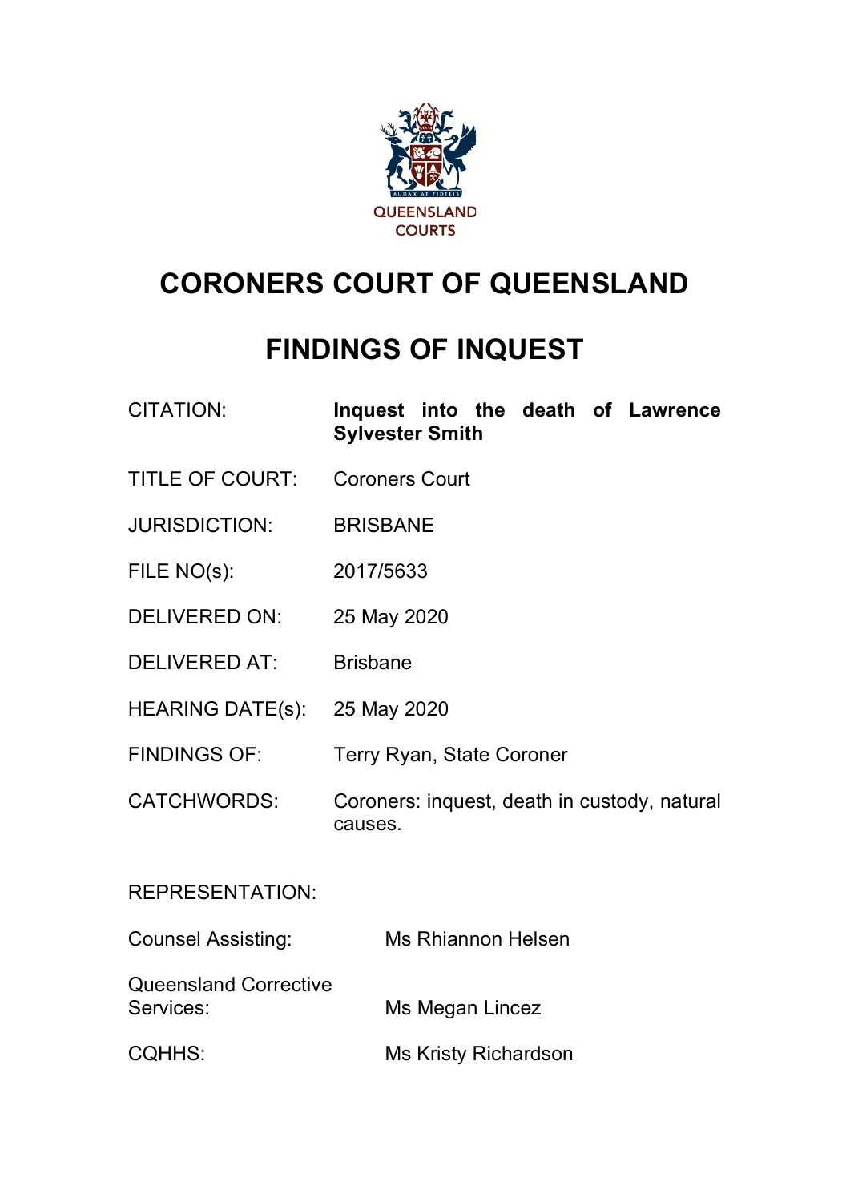QUEENSLAND COURTS

# CORONERS COURT OF QUEENSLAND

# FINDINGS OF INQUEST

| | |
|---|---|
| CITATION: | **Inquest into the death of Lawrence Sylvester Smith** |
| TITLE OF COURT: | Coroners Court |
| JURISDICTION: | BRISBANE |
| FILE NO(s): | 2017/5633 |
| DELIVERED ON: | 25 May 2020 |
| DELIVERED AT: | Brisbane |
| HEARING DATE(s): | 25 May 2020 |
| FINDINGS OF: | Terry Ryan, State Coroner |
| CATCHWORDS: | Coroners: inquest, death in custody, natural causes. |

REPRESENTATION:

| | |
|---|---|
| Counsel Assisting: | Ms Rhiannon Helsen |
| Queensland Corrective Services: | Ms Megan Lincez |
| CQHHS: | Ms Kristy Richardson |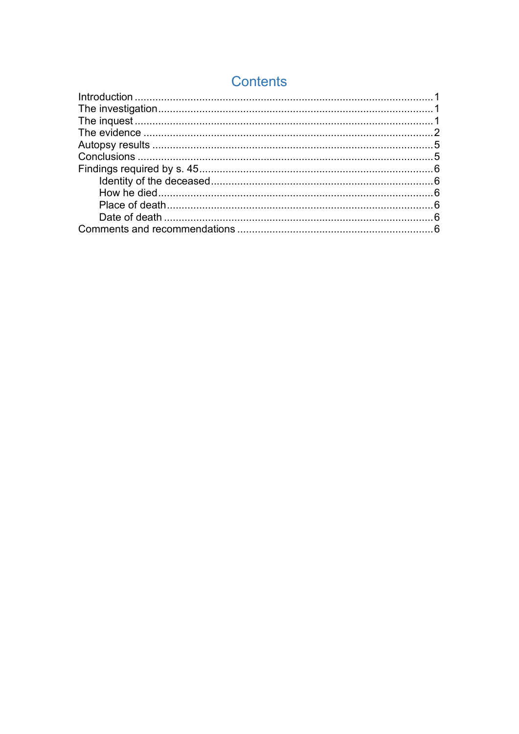# Contents

- Introduction ..... 1
- The investigation ..... 1
- The inquest ..... 1
- The evidence ..... 2
- Autopsy results ..... 5
- Conclusions ..... 5
- Findings required by s. 45 ..... 6
  - Identity of the deceased ..... 6
  - How he died ..... 6
  - Place of death ..... 6
  - Date of death ..... 6
- Comments and recommendations ..... 6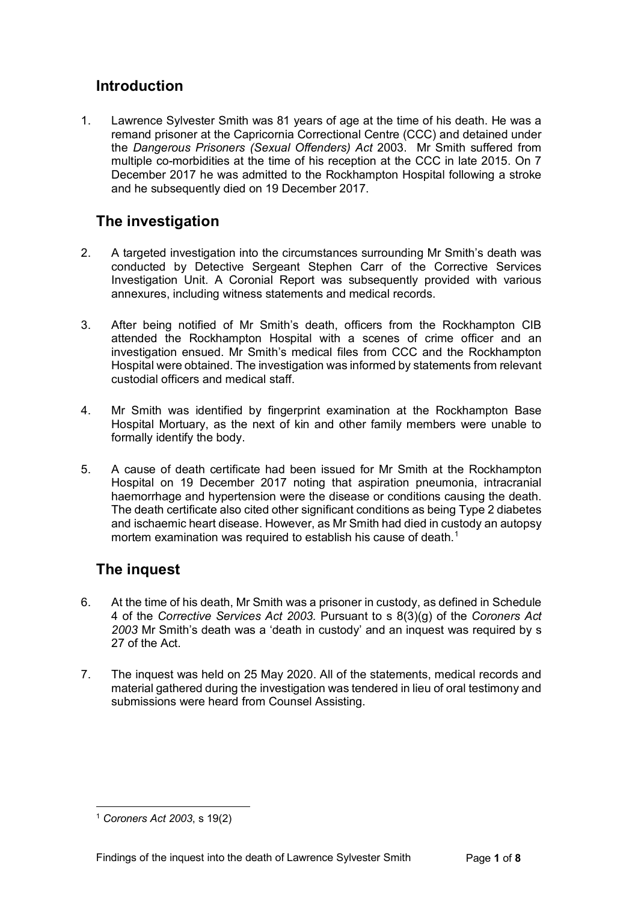## Introduction

1. Lawrence Sylvester Smith was 81 years of age at the time of his death. He was a remand prisoner at the Capricornia Correctional Centre (CCC) and detained under the *Dangerous Prisoners (Sexual Offenders) Act* 2003. Mr Smith suffered from multiple co-morbidities at the time of his reception at the CCC in late 2015. On 7 December 2017 he was admitted to the Rockhampton Hospital following a stroke and he subsequently died on 19 December 2017.

## The investigation

2. A targeted investigation into the circumstances surrounding Mr Smith's death was conducted by Detective Sergeant Stephen Carr of the Corrective Services Investigation Unit. A Coronial Report was subsequently provided with various annexures, including witness statements and medical records.

3. After being notified of Mr Smith's death, officers from the Rockhampton CIB attended the Rockhampton Hospital with a scenes of crime officer and an investigation ensued. Mr Smith's medical files from CCC and the Rockhampton Hospital were obtained. The investigation was informed by statements from relevant custodial officers and medical staff.

4. Mr Smith was identified by fingerprint examination at the Rockhampton Base Hospital Mortuary, as the next of kin and other family members were unable to formally identify the body.

5. A cause of death certificate had been issued for Mr Smith at the Rockhampton Hospital on 19 December 2017 noting that aspiration pneumonia, intracranial haemorrhage and hypertension were the disease or conditions causing the death. The death certificate also cited other significant conditions as being Type 2 diabetes and ischaemic heart disease. However, as Mr Smith had died in custody an autopsy mortem examination was required to establish his cause of death.[1]

## The inquest

6. At the time of his death, Mr Smith was a prisoner in custody, as defined in Schedule 4 of the *Corrective Services Act 2003.* Pursuant to s 8(3)(g) of the *Coroners Act 2003* Mr Smith's death was a 'death in custody' and an inquest was required by s 27 of the Act.

7. The inquest was held on 25 May 2020. All of the statements, medical records and material gathered during the investigation was tendered in lieu of oral testimony and submissions were heard from Counsel Assisting.

---

[1] *Coroners Act 2003*, s 19(2)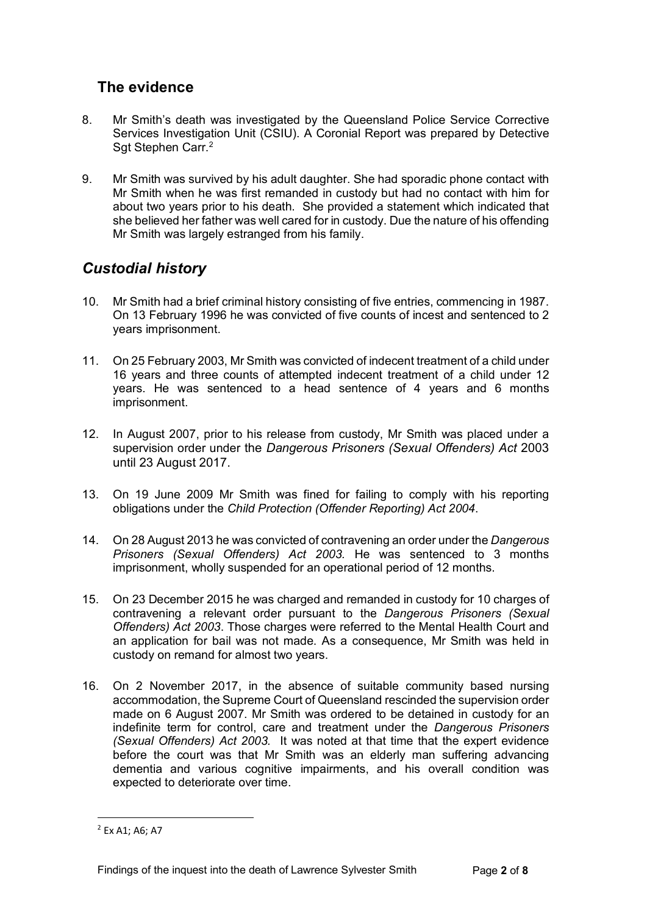## The evidence

8. Mr Smith's death was investigated by the Queensland Police Service Corrective Services Investigation Unit (CSIU). A Coronial Report was prepared by Detective Sgt Stephen Carr.[2]

9. Mr Smith was survived by his adult daughter. She had sporadic phone contact with Mr Smith when he was first remanded in custody but had no contact with him for about two years prior to his death. She provided a statement which indicated that she believed her father was well cared for in custody. Due the nature of his offending Mr Smith was largely estranged from his family.

## *Custodial history*

10. Mr Smith had a brief criminal history consisting of five entries, commencing in 1987. On 13 February 1996 he was convicted of five counts of incest and sentenced to 2 years imprisonment.

11. On 25 February 2003, Mr Smith was convicted of indecent treatment of a child under 16 years and three counts of attempted indecent treatment of a child under 12 years. He was sentenced to a head sentence of 4 years and 6 months imprisonment.

12. In August 2007, prior to his release from custody, Mr Smith was placed under a supervision order under the *Dangerous Prisoners (Sexual Offenders) Act* 2003 until 23 August 2017.

13. On 19 June 2009 Mr Smith was fined for failing to comply with his reporting obligations under the *Child Protection (Offender Reporting) Act 2004*.

14. On 28 August 2013 he was convicted of contravening an order under the *Dangerous Prisoners (Sexual Offenders) Act 2003*. He was sentenced to 3 months imprisonment, wholly suspended for an operational period of 12 months.

15. On 23 December 2015 he was charged and remanded in custody for 10 charges of contravening a relevant order pursuant to the *Dangerous Prisoners (Sexual Offenders) Act 2003*. Those charges were referred to the Mental Health Court and an application for bail was not made. As a consequence, Mr Smith was held in custody on remand for almost two years.

16. On 2 November 2017, in the absence of suitable community based nursing accommodation, the Supreme Court of Queensland rescinded the supervision order made on 6 August 2007. Mr Smith was ordered to be detained in custody for an indefinite term for control, care and treatment under the *Dangerous Prisoners (Sexual Offenders) Act 2003*. It was noted at that time that the expert evidence before the court was that Mr Smith was an elderly man suffering advancing dementia and various cognitive impairments, and his overall condition was expected to deteriorate over time.

---

[2] Ex A1; A6; A7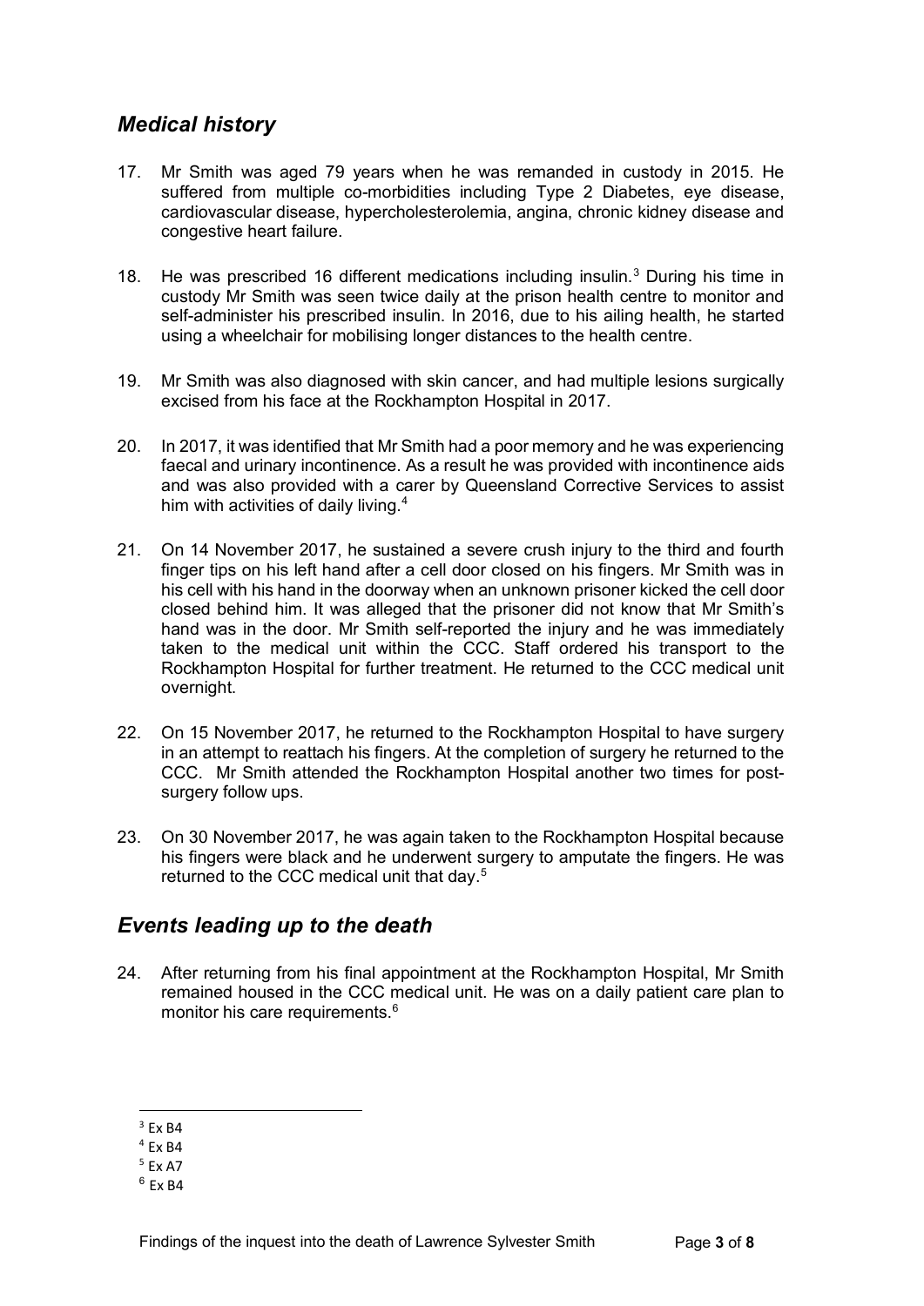## *Medical history*

17. Mr Smith was aged 79 years when he was remanded in custody in 2015. He suffered from multiple co-morbidities including Type 2 Diabetes, eye disease, cardiovascular disease, hypercholesterolemia, angina, chronic kidney disease and congestive heart failure.

18. He was prescribed 16 different medications including insulin.[3] During his time in custody Mr Smith was seen twice daily at the prison health centre to monitor and self-administer his prescribed insulin. In 2016, due to his ailing health, he started using a wheelchair for mobilising longer distances to the health centre.

19. Mr Smith was also diagnosed with skin cancer, and had multiple lesions surgically excised from his face at the Rockhampton Hospital in 2017.

20. In 2017, it was identified that Mr Smith had a poor memory and he was experiencing faecal and urinary incontinence. As a result he was provided with incontinence aids and was also provided with a carer by Queensland Corrective Services to assist him with activities of daily living.[4]

21. On 14 November 2017, he sustained a severe crush injury to the third and fourth finger tips on his left hand after a cell door closed on his fingers. Mr Smith was in his cell with his hand in the doorway when an unknown prisoner kicked the cell door closed behind him. It was alleged that the prisoner did not know that Mr Smith's hand was in the door. Mr Smith self-reported the injury and he was immediately taken to the medical unit within the CCC. Staff ordered his transport to the Rockhampton Hospital for further treatment. He returned to the CCC medical unit overnight.

22. On 15 November 2017, he returned to the Rockhampton Hospital to have surgery in an attempt to reattach his fingers. At the completion of surgery he returned to the CCC. Mr Smith attended the Rockhampton Hospital another two times for post-surgery follow ups.

23. On 30 November 2017, he was again taken to the Rockhampton Hospital because his fingers were black and he underwent surgery to amputate the fingers. He was returned to the CCC medical unit that day.[5]

## *Events leading up to the death*

24. After returning from his final appointment at the Rockhampton Hospital, Mr Smith remained housed in the CCC medical unit. He was on a daily patient care plan to monitor his care requirements.[6]

---

[3] Ex B4

[4] Ex B4

[5] Ex A7

[6] Ex B4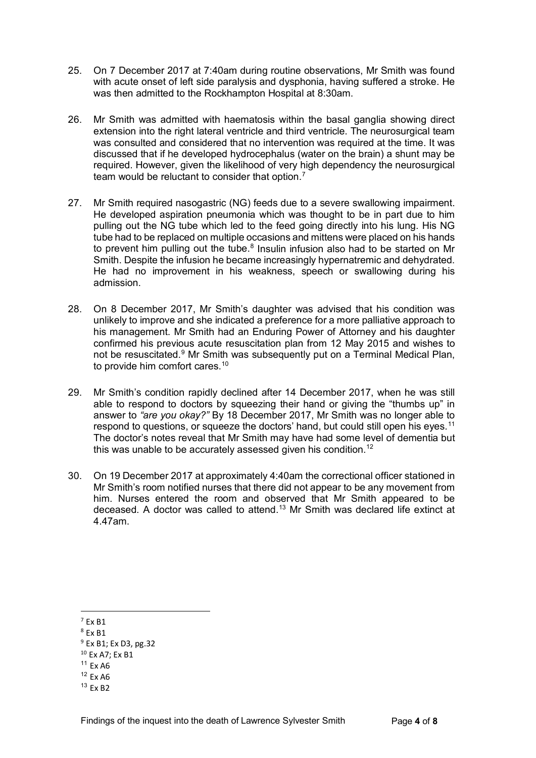25. On 7 December 2017 at 7:40am during routine observations, Mr Smith was found with acute onset of left side paralysis and dysphonia, having suffered a stroke. He was then admitted to the Rockhampton Hospital at 8:30am.

26. Mr Smith was admitted with haematosis within the basal ganglia showing direct extension into the right lateral ventricle and third ventricle. The neurosurgical team was consulted and considered that no intervention was required at the time. It was discussed that if he developed hydrocephalus (water on the brain) a shunt may be required. However, given the likelihood of very high dependency the neurosurgical team would be reluctant to consider that option.[7]

27. Mr Smith required nasogastric (NG) feeds due to a severe swallowing impairment. He developed aspiration pneumonia which was thought to be in part due to him pulling out the NG tube which led to the feed going directly into his lung. His NG tube had to be replaced on multiple occasions and mittens were placed on his hands to prevent him pulling out the tube.[8] Insulin infusion also had to be started on Mr Smith. Despite the infusion he became increasingly hypernatremic and dehydrated. He had no improvement in his weakness, speech or swallowing during his admission.

28. On 8 December 2017, Mr Smith's daughter was advised that his condition was unlikely to improve and she indicated a preference for a more palliative approach to his management. Mr Smith had an Enduring Power of Attorney and his daughter confirmed his previous acute resuscitation plan from 12 May 2015 and wishes to not be resuscitated.[9] Mr Smith was subsequently put on a Terminal Medical Plan, to provide him comfort cares.[10]

29. Mr Smith's condition rapidly declined after 14 December 2017, when he was still able to respond to doctors by squeezing their hand or giving the "thumbs up" in answer to *"are you okay?"* By 18 December 2017, Mr Smith was no longer able to respond to questions, or squeeze the doctors' hand, but could still open his eyes.[11] The doctor's notes reveal that Mr Smith may have had some level of dementia but this was unable to be accurately assessed given his condition.[12]

30. On 19 December 2017 at approximately 4:40am the correctional officer stationed in Mr Smith's room notified nurses that there did not appear to be any movement from him. Nurses entered the room and observed that Mr Smith appeared to be deceased. A doctor was called to attend.[13] Mr Smith was declared life extinct at 4.47am.

---

[7] Ex B1

[8] Ex B1

[9] Ex B1; Ex D3, pg.32

[10] Ex A7; Ex B1

[11] Ex A6

[12] Ex A6

[13] Ex B2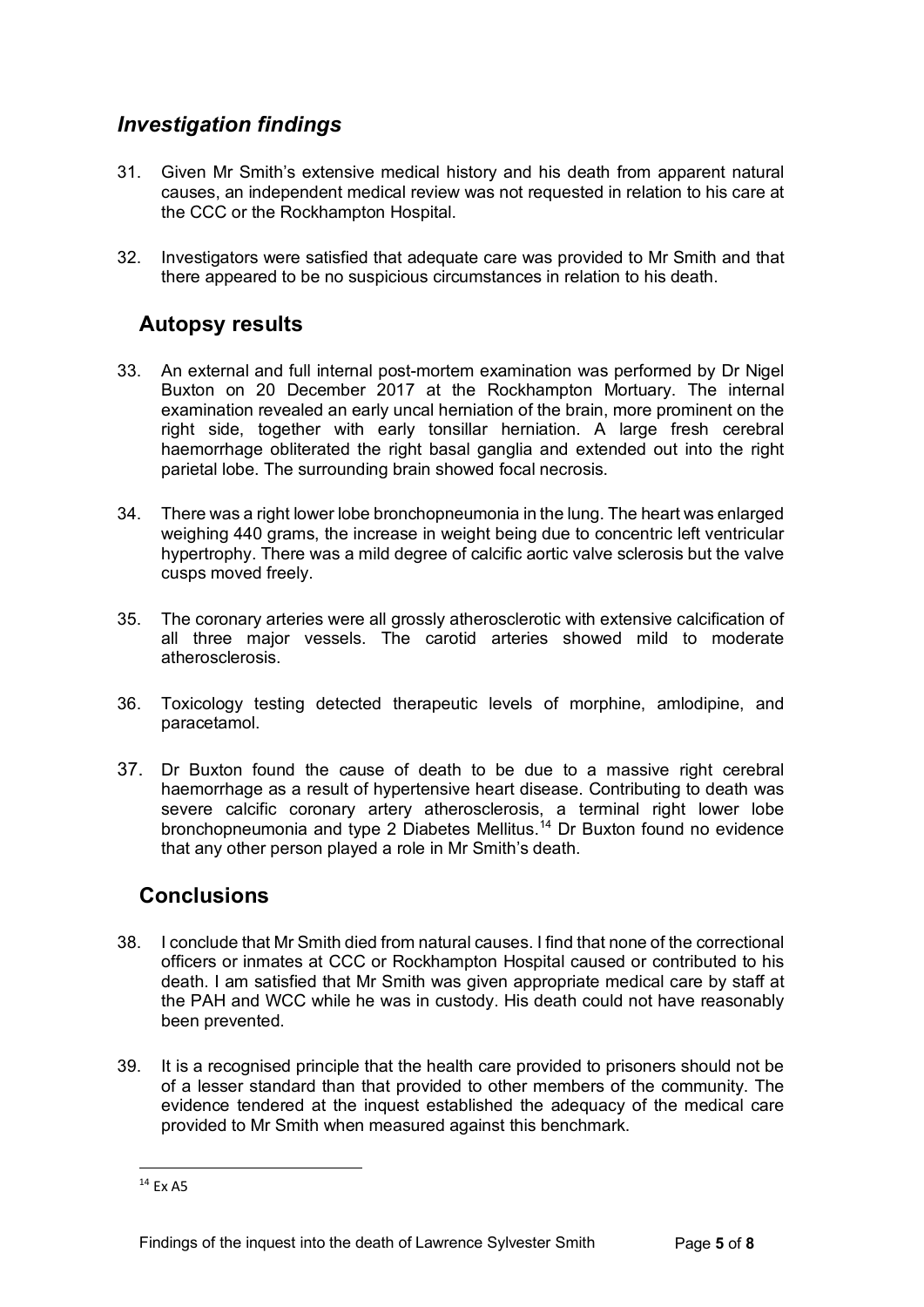## *Investigation findings*

31. Given Mr Smith's extensive medical history and his death from apparent natural causes, an independent medical review was not requested in relation to his care at the CCC or the Rockhampton Hospital.

32. Investigators were satisfied that adequate care was provided to Mr Smith and that there appeared to be no suspicious circumstances in relation to his death.

## Autopsy results

33. An external and full internal post-mortem examination was performed by Dr Nigel Buxton on 20 December 2017 at the Rockhampton Mortuary. The internal examination revealed an early uncal herniation of the brain, more prominent on the right side, together with early tonsillar herniation. A large fresh cerebral haemorrhage obliterated the right basal ganglia and extended out into the right parietal lobe. The surrounding brain showed focal necrosis.

34. There was a right lower lobe bronchopneumonia in the lung. The heart was enlarged weighing 440 grams, the increase in weight being due to concentric left ventricular hypertrophy. There was a mild degree of calcific aortic valve sclerosis but the valve cusps moved freely.

35. The coronary arteries were all grossly atherosclerotic with extensive calcification of all three major vessels. The carotid arteries showed mild to moderate atherosclerosis.

36. Toxicology testing detected therapeutic levels of morphine, amlodipine, and paracetamol.

37. Dr Buxton found the cause of death to be due to a massive right cerebral haemorrhage as a result of hypertensive heart disease. Contributing to death was severe calcific coronary artery atherosclerosis, a terminal right lower lobe bronchopneumonia and type 2 Diabetes Mellitus.[14] Dr Buxton found no evidence that any other person played a role in Mr Smith's death.

## Conclusions

38. I conclude that Mr Smith died from natural causes. I find that none of the correctional officers or inmates at CCC or Rockhampton Hospital caused or contributed to his death. I am satisfied that Mr Smith was given appropriate medical care by staff at the PAH and WCC while he was in custody. His death could not have reasonably been prevented.

39. It is a recognised principle that the health care provided to prisoners should not be of a lesser standard than that provided to other members of the community. The evidence tendered at the inquest established the adequacy of the medical care provided to Mr Smith when measured against this benchmark.

---

[14] Ex A5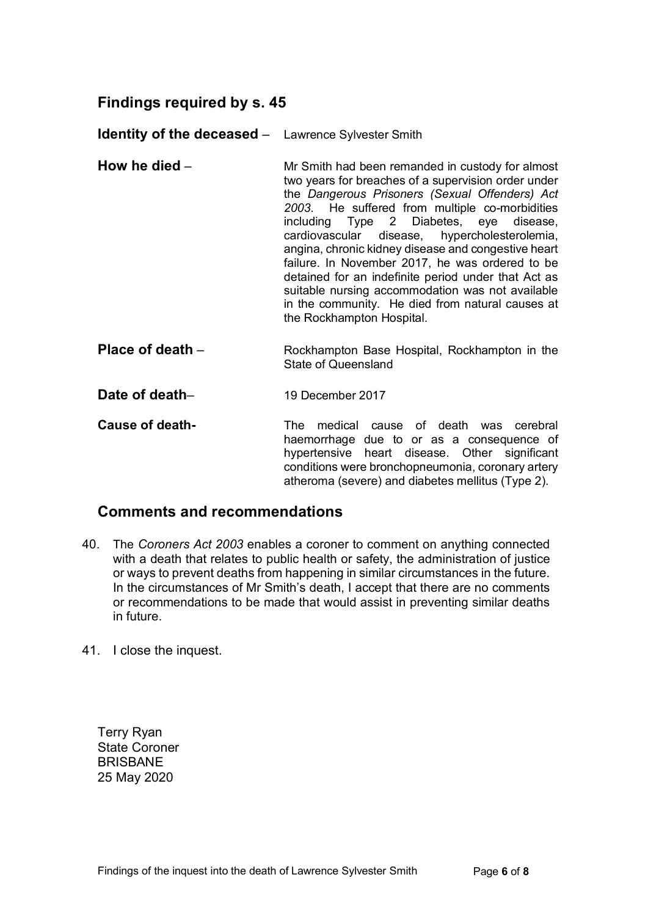## Findings required by s. 45

**Identity of the deceased** – Lawrence Sylvester Smith

**How he died** – Mr Smith had been remanded in custody for almost two years for breaches of a supervision order under the *Dangerous Prisoners (Sexual Offenders) Act 2003*. He suffered from multiple co-morbidities including Type 2 Diabetes, eye disease, cardiovascular disease, hypercholesterolemia, angina, chronic kidney disease and congestive heart failure. In November 2017, he was ordered to be detained for an indefinite period under that Act as suitable nursing accommodation was not available in the community. He died from natural causes at the Rockhampton Hospital.

**Place of death** – Rockhampton Base Hospital, Rockhampton in the State of Queensland

**Date of death**– 19 December 2017

**Cause of death-** The medical cause of death was cerebral haemorrhage due to or as a consequence of hypertensive heart disease. Other significant conditions were bronchopneumonia, coronary artery atheroma (severe) and diabetes mellitus (Type 2).

## Comments and recommendations

40. The *Coroners Act 2003* enables a coroner to comment on anything connected with a death that relates to public health or safety, the administration of justice or ways to prevent deaths from happening in similar circumstances in the future. In the circumstances of Mr Smith's death, I accept that there are no comments or recommendations to be made that would assist in preventing similar deaths in future.

41. I close the inquest.

Terry Ryan
State Coroner
BRISBANE
25 May 2020